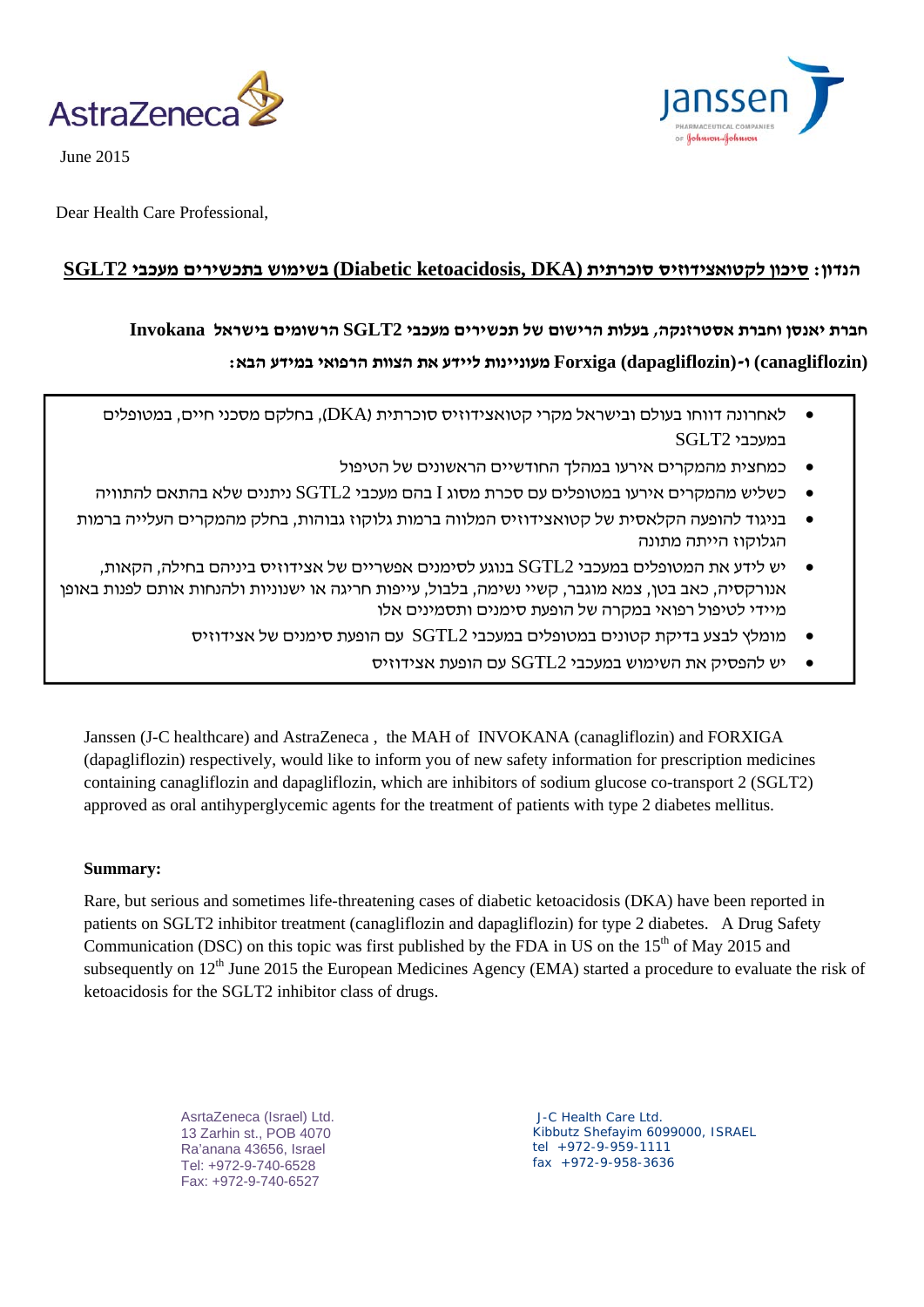AstraZeneca

Janssen
PHARMACEUTICAL COMPANIES OF Johnson & Johnson

June 2015

Dear Health Care Professional,

**הנדון: סיכון לקטואצידוזיס סוכרתית (Diabetic ketoacidosis, DKA) בשימוש בתכשירים מעכבי SGLT2**

**חברת יאנסן וחברת אסטרזנקה, בעלות הרישום של תכשירים מעכבי SGLT2 הרשומים בישראל Invokana (canagliflozin) ו-Forxiga (dapagliflozin) מעוניינות ליידע את הצוות הרפואי במידע הבא:**

- לאחרונה דווחו בעולם ובישראל מקרי קטואצידוזיס סוכרתית (DKA), בחלקם מסכני חיים, במטופלים במעכבי SGLT2
- כמחצית מהמקרים אירעו במהלך החודשיים הראשונים של הטיפול
- כשליש מהמקרים אירעו במטופלים עם סכרת מסוג I בהם מעכבי SGTL2 ניתנים שלא בהתאם להתוויה
- בניגוד להופעה הקלאסית של קטואצידוזיס המלווה ברמות גלוקוז גבוהות, בחלק מהמקרים העלייה ברמות הגלוקוז הייתה מתונה
- יש ליידע את המטופלים במעכבי SGTL2 בנוגע לסימנים אפשריים של אצידוזיס ביניהם בחילה, הקאות, אנורקסיה, כאב בטן, צמא מוגבר, קשיי נשימה, בלבול, עייפות חריגה או ישנוניות ולהנחות אותם לפנות באופן מיידי לטיפול רפואי במקרה של הופעת סימנים ותסמינים אלו
- מומלץ לבצע בדיקת קטונים במטופלים במעכבי SGTL2 עם הופעת סימנים של אצידוזיס
- יש להפסיק את השימוש במעכבי SGTL2 עם הופעת אצידוזיס

Janssen (J-C healthcare) and AstraZeneca , the MAH of INVOKANA (canagliflozin) and FORXIGA (dapagliflozin) respectively, would like to inform you of new safety information for prescription medicines containing canagliflozin and dapagliflozin, which are inhibitors of sodium glucose co-transport 2 (SGLT2) approved as oral antihyperglycemic agents for the treatment of patients with type 2 diabetes mellitus.

**Summary:**

Rare, but serious and sometimes life-threatening cases of diabetic ketoacidosis (DKA) have been reported in patients on SGLT2 inhibitor treatment (canagliflozin and dapagliflozin) for type 2 diabetes. A Drug Safety Communication (DSC) on this topic was first published by the FDA in US on the 15th of May 2015 and subsequently on 12th June 2015 the European Medicines Agency (EMA) started a procedure to evaluate the risk of ketoacidosis for the SGLT2 inhibitor class of drugs.

AsrtaZeneca (Israel) Ltd.
13 Zarhin st., POB 4070
Ra'anana 43656, Israel
Tel: +972-9-740-6528
Fax: +972-9-740-6527

J-C Health Care Ltd.
Kibbutz Shefayim 6099000, ISRAEL
tel +972-9-959-1111
fax +972-9-958-3636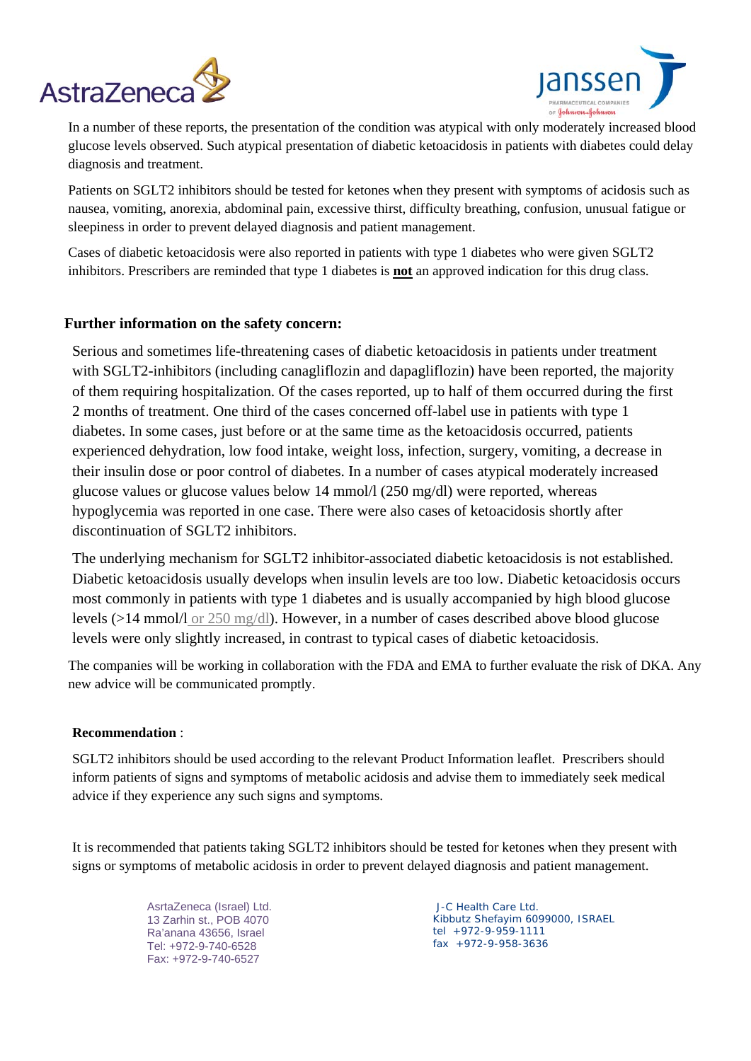In a number of these reports, the presentation of the condition was atypical with only moderately increased blood glucose levels observed. Such atypical presentation of diabetic ketoacidosis in patients with diabetes could delay diagnosis and treatment.

Patients on SGLT2 inhibitors should be tested for ketones when they present with symptoms of acidosis such as nausea, vomiting, anorexia, abdominal pain, excessive thirst, difficulty breathing, confusion, unusual fatigue or sleepiness in order to prevent delayed diagnosis and patient management.

Cases of diabetic ketoacidosis were also reported in patients with type 1 diabetes who were given SGLT2 inhibitors. Prescribers are reminded that type 1 diabetes is **not** an approved indication for this drug class.

## Further information on the safety concern:

Serious and sometimes life-threatening cases of diabetic ketoacidosis in patients under treatment with SGLT2-inhibitors (including canagliflozin and dapagliflozin) have been reported, the majority of them requiring hospitalization. Of the cases reported, up to half of them occurred during the first 2 months of treatment. One third of the cases concerned off-label use in patients with type 1 diabetes. In some cases, just before or at the same time as the ketoacidosis occurred, patients experienced dehydration, low food intake, weight loss, infection, surgery, vomiting, a decrease in their insulin dose or poor control of diabetes. In a number of cases atypical moderately increased glucose values or glucose values below 14 mmol/l (250 mg/dl) were reported, whereas hypoglycemia was reported in one case. There were also cases of ketoacidosis shortly after discontinuation of SGLT2 inhibitors.

The underlying mechanism for SGLT2 inhibitor-associated diabetic ketoacidosis is not established. Diabetic ketoacidosis usually develops when insulin levels are too low. Diabetic ketoacidosis occurs most commonly in patients with type 1 diabetes and is usually accompanied by high blood glucose levels (>14 mmol/l or 250 mg/dl). However, in a number of cases described above blood glucose levels were only slightly increased, in contrast to typical cases of diabetic ketoacidosis.

The companies will be working in collaboration with the FDA and EMA to further evaluate the risk of DKA. Any new advice will be communicated promptly.

**Recommendation** :

SGLT2 inhibitors should be used according to the relevant Product Information leaflet. Prescribers should inform patients of signs and symptoms of metabolic acidosis and advise them to immediately seek medical advice if they experience any such signs and symptoms.

It is recommended that patients taking SGLT2 inhibitors should be tested for ketones when they present with signs or symptoms of metabolic acidosis in order to prevent delayed diagnosis and patient management.

AsrtaZeneca (Israel) Ltd.
13 Zarhin st., POB 4070
Ra'anana 43656, Israel
Tel: +972-9-740-6528
Fax: +972-9-740-6527

J-C Health Care Ltd.
Kibbutz Shefayim 6099000, ISRAEL
tel +972-9-959-1111
fax +972-9-958-3636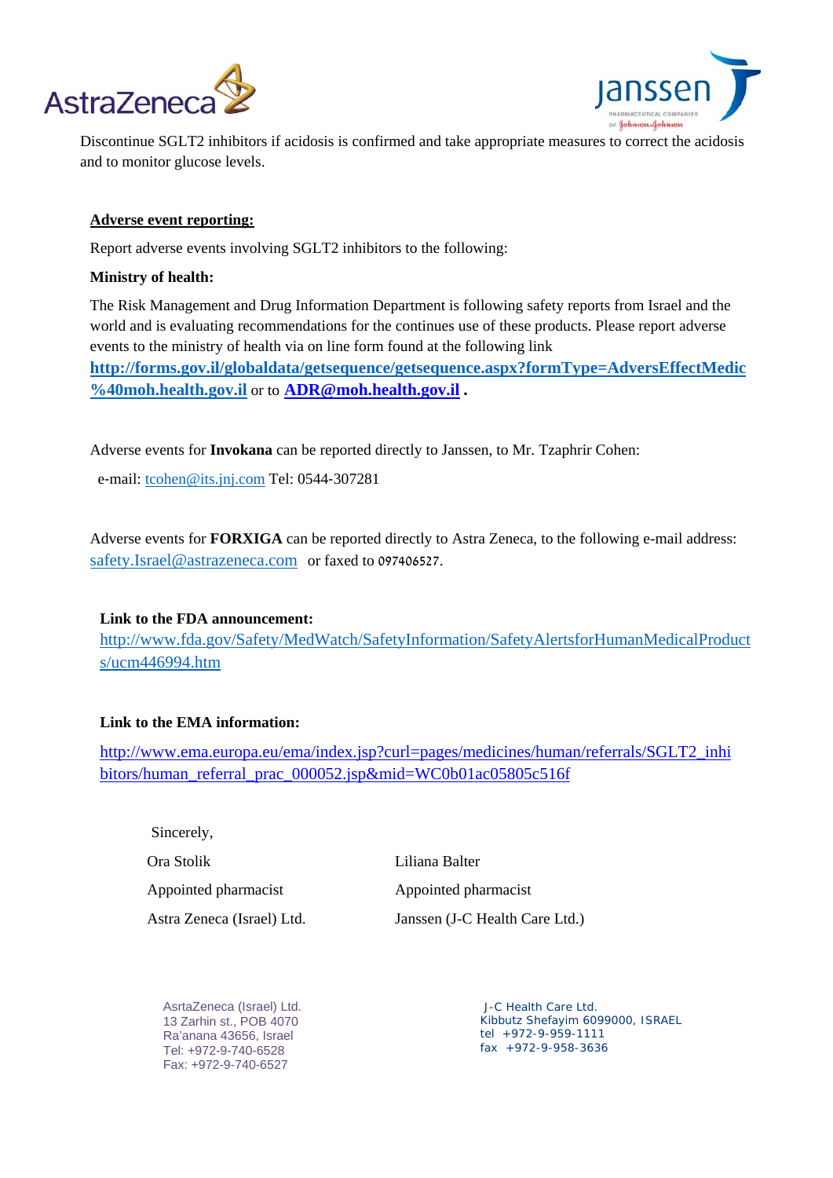Discontinue SGLT2 inhibitors if acidosis is confirmed and take appropriate measures to correct the acidosis and to monitor glucose levels.

**Adverse event reporting:**

Report adverse events involving SGLT2 inhibitors to the following:

**Ministry of health:**

The Risk Management and Drug Information Department is following safety reports from Israel and the world and is evaluating recommendations for the continues use of these products. Please report adverse events to the ministry of health via on line form found at the following link **http://forms.gov.il/globaldata/getsequence/getsequence.aspx?formType=AdversEffectMedic%40moh.health.gov.il** or to **ADR@moh.health.gov.il** **.**

Adverse events for **Invokana** can be reported directly to Janssen, to Mr. Tzaphrir Cohen:

e-mail: tcohen@its.jnj.com Tel: 0544-307281

Adverse events for **FORXIGA** can be reported directly to Astra Zeneca, to the following e-mail address: safety.Israel@astrazeneca.com or faxed to 097406527.

**Link to the FDA announcement:**
http://www.fda.gov/Safety/MedWatch/SafetyInformation/SafetyAlertsforHumanMedicalProducts/ucm446994.htm

**Link to the EMA information:**

http://www.ema.europa.eu/ema/index.jsp?curl=pages/medicines/human/referrals/SGLT2_inhibitors/human_referral_prac_000052.jsp&mid=WC0b01ac05805c516f

Sincerely,

| | |
|---|---|
| Ora Stolik | Liliana Balter |
| Appointed pharmacist | Appointed pharmacist |
| Astra Zeneca (Israel) Ltd. | Janssen (J-C Health Care Ltd.) |

AsrtaZeneca (Israel) Ltd.
13 Zarhin st., POB 4070
Ra'anana 43656, Israel
Tel: +972-9-740-6528
Fax: +972-9-740-6527

J-C Health Care Ltd.
Kibbutz Shefayim 6099000, ISRAEL
tel +972-9-959-1111
fax +972-9-958-3636